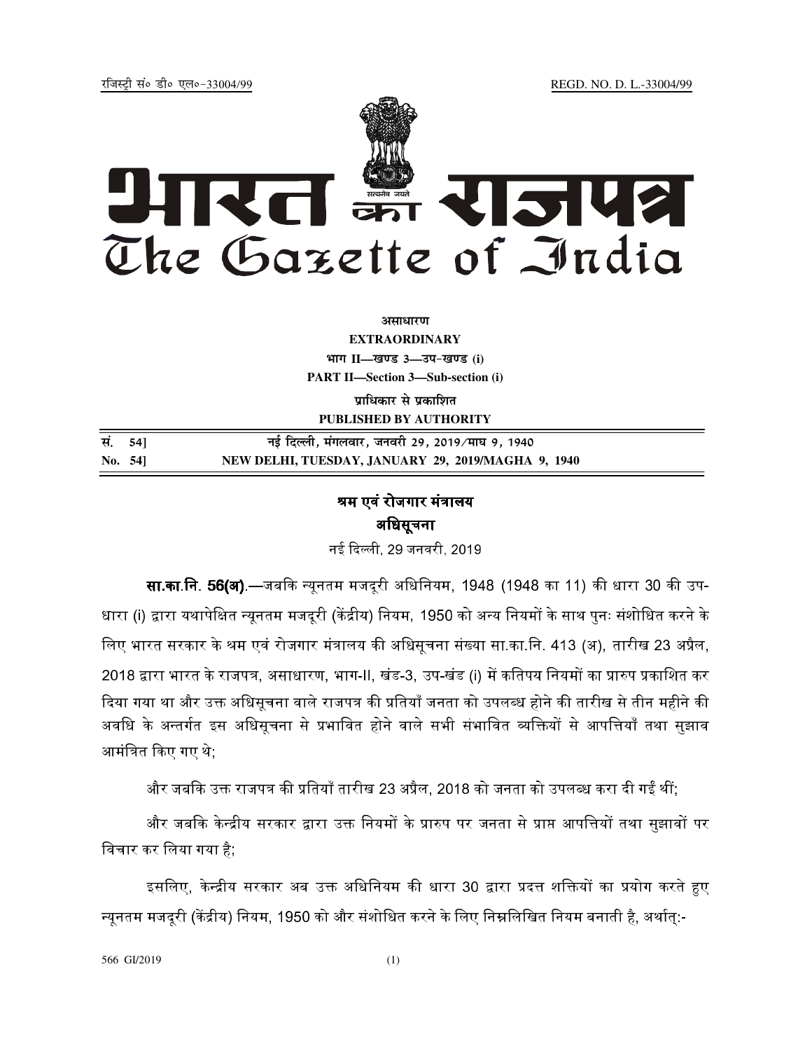रजिस्ट्री सं० डी० एल०-33004/99 REGD. NO. D. L.-33004/99

# भारत का राजपत्र
# The Gazette of India

**असाधारण**
**EXTRAORDINARY**
**भाग II—खण्ड 3—उप-खण्ड (i)**
**PART II—Section 3—Sub-section (i)**
**प्राधिकार से प्रकाशित**
**PUBLISHED BY AUTHORITY**

| सं. 54] | नई दिल्ली, मंगलवार, जनवरी 29, 2019/माघ 9, 1940 |
|---|---|
| No. 54] | NEW DELHI, TUESDAY, JANUARY 29, 2019/MAGHA 9, 1940 |

## श्रम एवं रोजगार मंत्रालय
## अधिसूचना

नई दिल्ली, 29 जनवरी, 2019

**सा.का.नि. 56(अ).**—जबकि न्यूनतम मजदूरी अधिनियम, 1948 (1948 का 11) की धारा 30 की उप-धारा (i) द्वारा यथापेक्षित न्यूनतम मजदूरी (केंद्रीय) नियम, 1950 को अन्य नियमों के साथ पुनः संशोधित करने के लिए भारत सरकार के श्रम एवं रोजगार मंत्रालय की अधिसूचना संख्या सा.का.नि. 413 (अ), तारीख 23 अप्रैल, 2018 द्वारा भारत के राजपत्र, असाधारण, भाग-II, खंड-3, उप-खंड (i) में कतिपय नियमों का प्रारुप प्रकाशित कर दिया गया था और उक्त अधिसूचना वाले राजपत्र की प्रतियाँ जनता को उपलब्ध होने की तारीख से तीन महीने की अवधि के अन्तर्गत इस अधिसूचना से प्रभावित होने वाले सभी संभावित व्यक्तियों से आपत्तियाँ तथा सुझाव आमंत्रित किए गए थे;

और जबकि उक्त राजपत्र की प्रतियाँ तारीख 23 अप्रैल, 2018 को जनता को उपलब्ध करा दी गईं थीं;

और जबकि केन्द्रीय सरकार द्वारा उक्त नियमों के प्रारुप पर जनता से प्राप्त आपत्तियों तथा सुझावों पर विचार कर लिया गया है;

इसलिए, केन्द्रीय सरकार अब उक्त अधिनियम की धारा 30 द्वारा प्रदत्त शक्तियों का प्रयोग करते हुए न्यूनतम मजदूरी (केंद्रीय) नियम, 1950 को और संशोधित करने के लिए निम्नलिखित नियम बनाती है, अर्थात्:-

566 GI/2019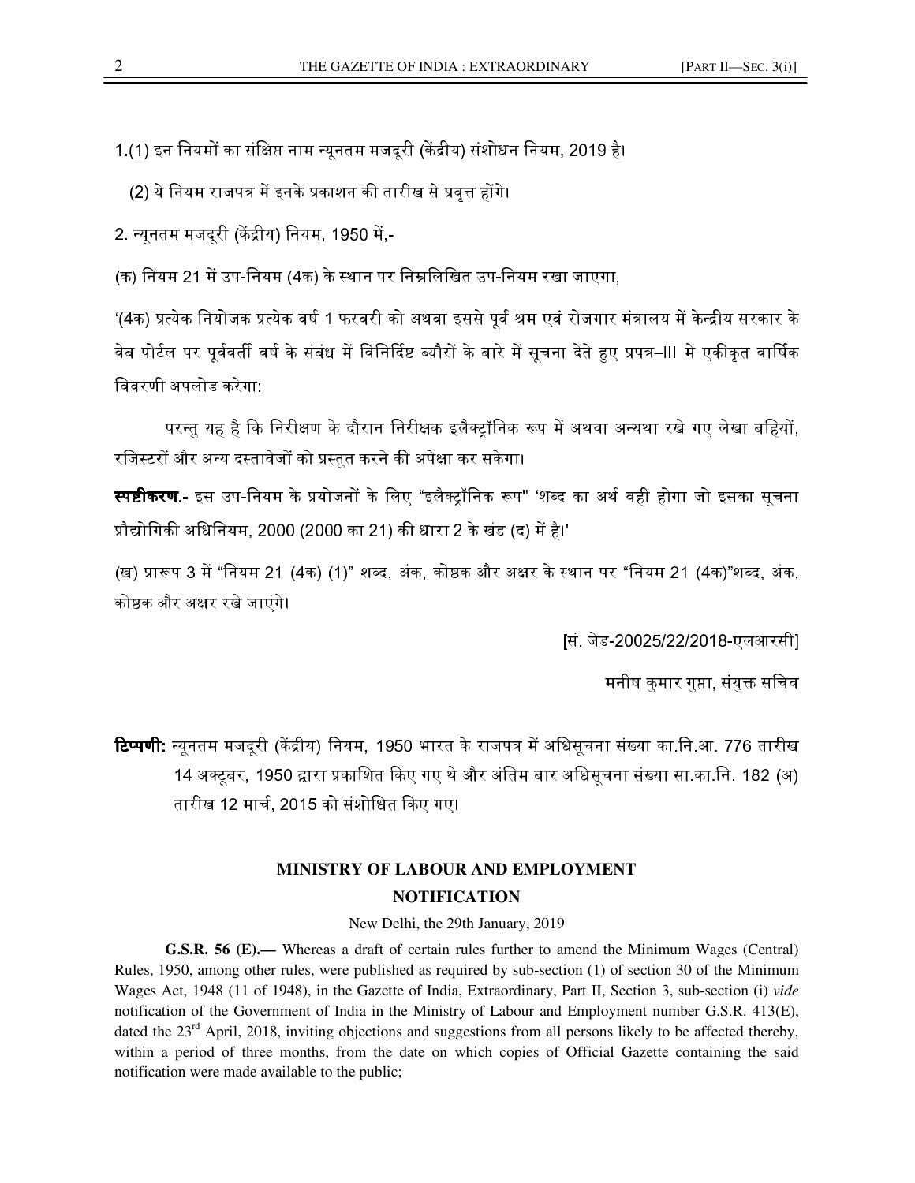1.(1) इन नियमों का संक्षिप्त नाम न्यूनतम मजदूरी (केंद्रीय) संशोधन नियम, 2019 है।

(2) ये नियम राजपत्र में इनके प्रकाशन की तारीख से प्रवृत्त होंगे।

2. न्यूनतम मजदूरी (केंद्रीय) नियम, 1950 में,-

(क) नियम 21 में उप-नियम (4क) के स्थान पर निम्नलिखित उप-नियम रखा जाएगा,

'(4क) प्रत्येक नियोजक प्रत्येक वर्ष 1 फरवरी को अथवा इससे पूर्व श्रम एवं रोजगार मंत्रालय में केन्द्रीय सरकार के वेब पोर्टल पर पूर्ववर्ती वर्ष के संबंध में विनिर्दिष्ट ब्यौरों के बारे में सूचना देते हुए प्रपत्र–III में एकीकृत वार्षिक विवरणी अपलोड करेगा:

परन्तु यह है कि निरीक्षण के दौरान निरीक्षक इलैक्ट्रॉनिक रूप में अथवा अन्यथा रखे गए लेखा बहियों, रजिस्टरों और अन्य दस्तावेजों को प्रस्तुत करने की अपेक्षा कर सकेगा।

**स्पष्टीकरण.-** इस उप-नियम के प्रयोजनों के लिए "इलैक्ट्रॉनिक रूप" 'शब्द का अर्थ वही होगा जो इसका सूचना प्रौद्योगिकी अधिनियम, 2000 (2000 का 21) की धारा 2 के खंड (द) में है।'

(ख) प्रारूप 3 में "नियम 21 (4क) (1)" शब्द, अंक, कोष्ठक और अक्षर के स्थान पर "नियम 21 (4क)"शब्द, अंक, कोष्ठक और अक्षर रखे जाएंगे।

[सं. जेड-20025/22/2018-एलआरसी]

मनीष कुमार गुप्ता, संयुक्त सचिव

**टिप्पणी:** न्यूनतम मजदूरी (केंद्रीय) नियम, 1950 भारत के राजपत्र में अधिसूचना संख्या का.नि.आ. 776 तारीख 14 अक्टूबर, 1950 द्वारा प्रकाशित किए गए थे और अंतिम बार अधिसूचना संख्या सा.का.नि. 182 (अ) तारीख 12 मार्च, 2015 को संशोधित किए गए।

## MINISTRY OF LABOUR AND EMPLOYMENT

## NOTIFICATION

New Delhi, the 29th January, 2019

**G.S.R. 56 (E).—** Whereas a draft of certain rules further to amend the Minimum Wages (Central) Rules, 1950, among other rules, were published as required by sub-section (1) of section 30 of the Minimum Wages Act, 1948 (11 of 1948), in the Gazette of India, Extraordinary, Part II, Section 3, sub-section (i) *vide* notification of the Government of India in the Ministry of Labour and Employment number G.S.R. 413(E), dated the 23rd April, 2018, inviting objections and suggestions from all persons likely to be affected thereby, within a period of three months, from the date on which copies of Official Gazette containing the said notification were made available to the public;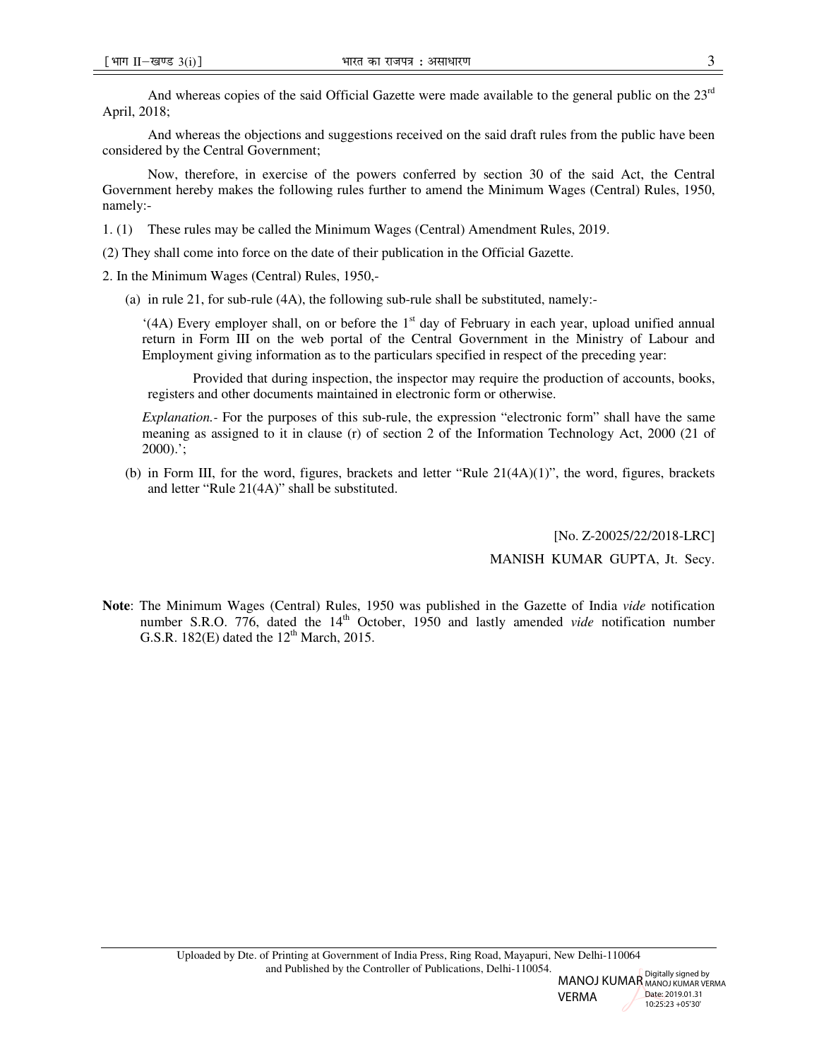And whereas copies of the said Official Gazette were made available to the general public on the 23rd April, 2018;

And whereas the objections and suggestions received on the said draft rules from the public have been considered by the Central Government;

Now, therefore, in exercise of the powers conferred by section 30 of the said Act, the Central Government hereby makes the following rules further to amend the Minimum Wages (Central) Rules, 1950, namely:-

1. (1) These rules may be called the Minimum Wages (Central) Amendment Rules, 2019.

(2) They shall come into force on the date of their publication in the Official Gazette.

2. In the Minimum Wages (Central) Rules, 1950,-

(a) in rule 21, for sub-rule (4A), the following sub-rule shall be substituted, namely:-

'(4A) Every employer shall, on or before the 1st day of February in each year, upload unified annual return in Form III on the web portal of the Central Government in the Ministry of Labour and Employment giving information as to the particulars specified in respect of the preceding year:

Provided that during inspection, the inspector may require the production of accounts, books, registers and other documents maintained in electronic form or otherwise.

*Explanation.*- For the purposes of this sub-rule, the expression "electronic form" shall have the same meaning as assigned to it in clause (r) of section 2 of the Information Technology Act, 2000 (21 of 2000).';

(b) in Form III, for the word, figures, brackets and letter "Rule 21(4A)(1)", the word, figures, brackets and letter "Rule 21(4A)" shall be substituted.

[No. Z-20025/22/2018-LRC]

MANISH KUMAR GUPTA, Jt. Secy.

**Note**: The Minimum Wages (Central) Rules, 1950 was published in the Gazette of India *vide* notification number S.R.O. 776, dated the 14th October, 1950 and lastly amended *vide* notification number G.S.R. 182(E) dated the 12th March, 2015.

Uploaded by Dte. of Printing at Government of India Press, Ring Road, Mayapuri, New Delhi-110064 and Published by the Controller of Publications, Delhi-110054.

MANOJ KUMAR VERMA

Digitally signed by MANOJ KUMAR VERMA
Date: 2019.01.31 10:25:23 +05'30'